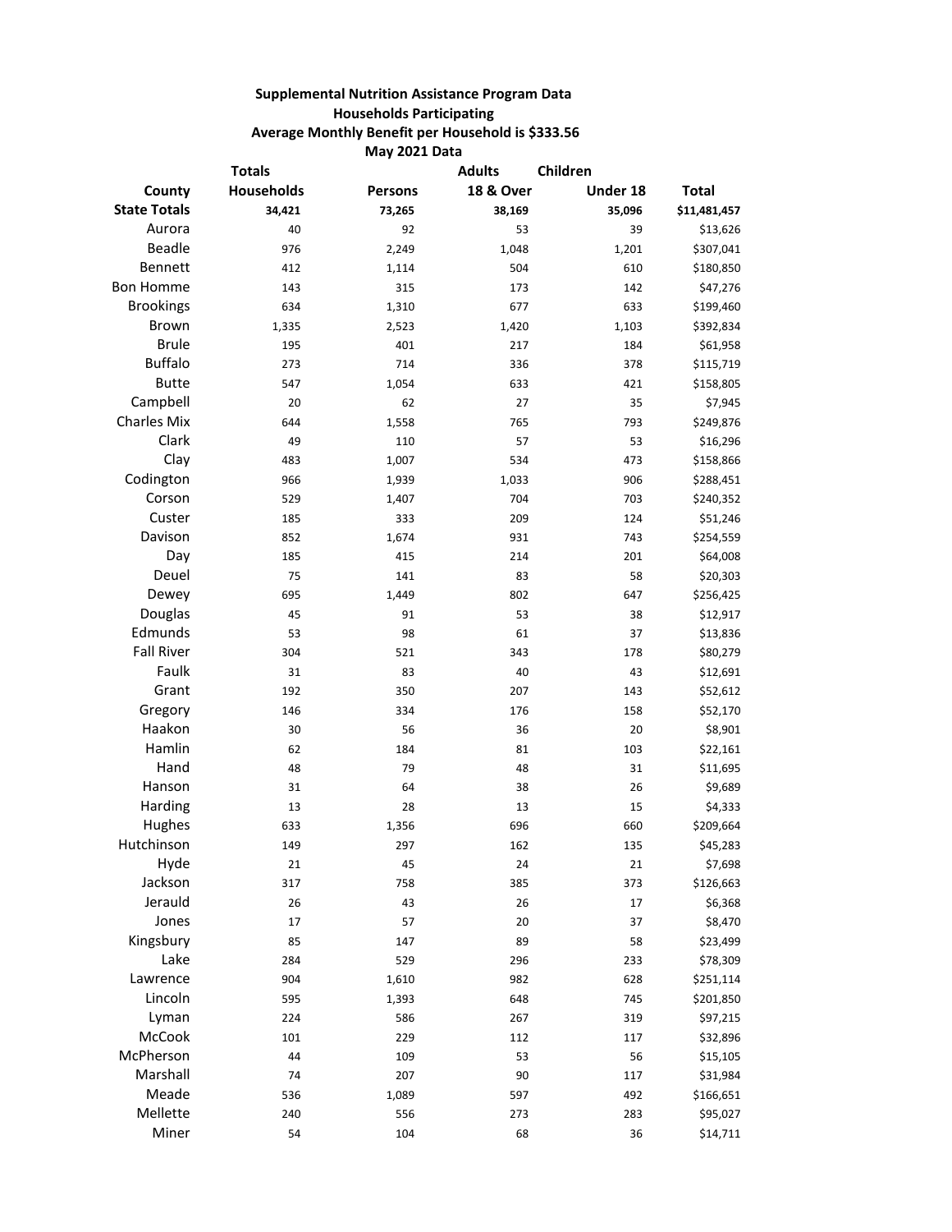**Supplemental Nutrition Assistance Program Data**

**Households Participating**

**Average Monthly Benefit per Household is $333.56**

**May 2021 Data**

| County | Totals Households | Persons | Adults 18 & Over | Children Under 18 | Total |
|---|---|---|---|---|---|
| **State Totals** | **34,421** | **73,265** | **38,169** | **35,096** | **$11,481,457** |
| Aurora | 40 | 92 | 53 | 39 | $13,626 |
| Beadle | 976 | 2,249 | 1,048 | 1,201 | $307,041 |
| Bennett | 412 | 1,114 | 504 | 610 | $180,850 |
| Bon Homme | 143 | 315 | 173 | 142 | $47,276 |
| Brookings | 634 | 1,310 | 677 | 633 | $199,460 |
| Brown | 1,335 | 2,523 | 1,420 | 1,103 | $392,834 |
| Brule | 195 | 401 | 217 | 184 | $61,958 |
| Buffalo | 273 | 714 | 336 | 378 | $115,719 |
| Butte | 547 | 1,054 | 633 | 421 | $158,805 |
| Campbell | 20 | 62 | 27 | 35 | $7,945 |
| Charles Mix | 644 | 1,558 | 765 | 793 | $249,876 |
| Clark | 49 | 110 | 57 | 53 | $16,296 |
| Clay | 483 | 1,007 | 534 | 473 | $158,866 |
| Codington | 966 | 1,939 | 1,033 | 906 | $288,451 |
| Corson | 529 | 1,407 | 704 | 703 | $240,352 |
| Custer | 185 | 333 | 209 | 124 | $51,246 |
| Davison | 852 | 1,674 | 931 | 743 | $254,559 |
| Day | 185 | 415 | 214 | 201 | $64,008 |
| Deuel | 75 | 141 | 83 | 58 | $20,303 |
| Dewey | 695 | 1,449 | 802 | 647 | $256,425 |
| Douglas | 45 | 91 | 53 | 38 | $12,917 |
| Edmunds | 53 | 98 | 61 | 37 | $13,836 |
| Fall River | 304 | 521 | 343 | 178 | $80,279 |
| Faulk | 31 | 83 | 40 | 43 | $12,691 |
| Grant | 192 | 350 | 207 | 143 | $52,612 |
| Gregory | 146 | 334 | 176 | 158 | $52,170 |
| Haakon | 30 | 56 | 36 | 20 | $8,901 |
| Hamlin | 62 | 184 | 81 | 103 | $22,161 |
| Hand | 48 | 79 | 48 | 31 | $11,695 |
| Hanson | 31 | 64 | 38 | 26 | $9,689 |
| Harding | 13 | 28 | 13 | 15 | $4,333 |
| Hughes | 633 | 1,356 | 696 | 660 | $209,664 |
| Hutchinson | 149 | 297 | 162 | 135 | $45,283 |
| Hyde | 21 | 45 | 24 | 21 | $7,698 |
| Jackson | 317 | 758 | 385 | 373 | $126,663 |
| Jerauld | 26 | 43 | 26 | 17 | $6,368 |
| Jones | 17 | 57 | 20 | 37 | $8,470 |
| Kingsbury | 85 | 147 | 89 | 58 | $23,499 |
| Lake | 284 | 529 | 296 | 233 | $78,309 |
| Lawrence | 904 | 1,610 | 982 | 628 | $251,114 |
| Lincoln | 595 | 1,393 | 648 | 745 | $201,850 |
| Lyman | 224 | 586 | 267 | 319 | $97,215 |
| McCook | 101 | 229 | 112 | 117 | $32,896 |
| McPherson | 44 | 109 | 53 | 56 | $15,105 |
| Marshall | 74 | 207 | 90 | 117 | $31,984 |
| Meade | 536 | 1,089 | 597 | 492 | $166,651 |
| Mellette | 240 | 556 | 273 | 283 | $95,027 |
| Miner | 54 | 104 | 68 | 36 | $14,711 |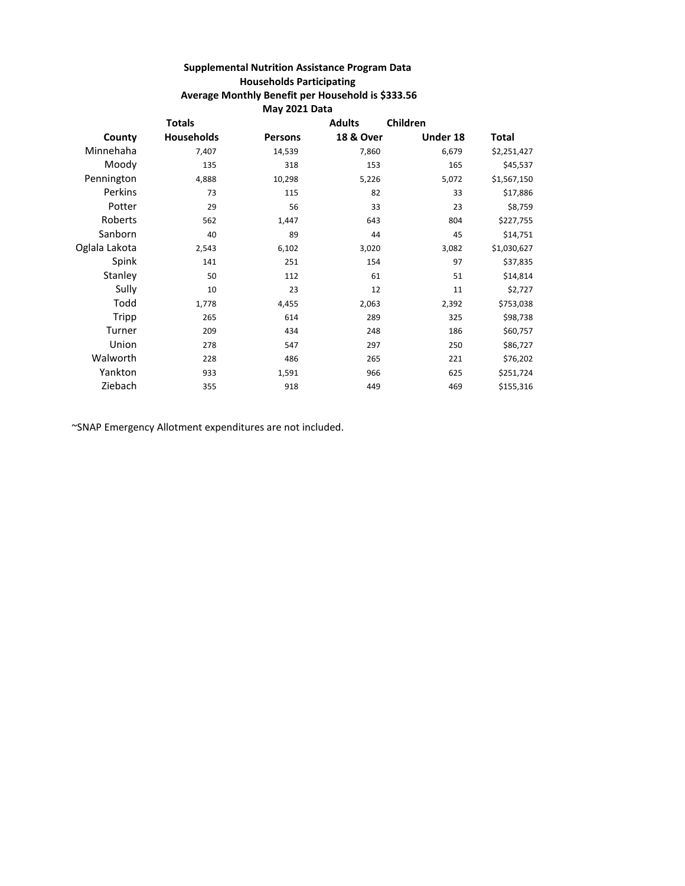**Supplemental Nutrition Assistance Program Data**
**Households Participating**
**Average Monthly Benefit per Household is $333.56**
**May 2021 Data**

| | Totals | | Adults | Children | |
|---|---|---|---|---|---|
| County | Households | Persons | 18 & Over | Under 18 | Total |
| Minnehaha | 7,407 | 14,539 | 7,860 | 6,679 | $2,251,427 |
| Moody | 135 | 318 | 153 | 165 | $45,537 |
| Pennington | 4,888 | 10,298 | 5,226 | 5,072 | $1,567,150 |
| Perkins | 73 | 115 | 82 | 33 | $17,886 |
| Potter | 29 | 56 | 33 | 23 | $8,759 |
| Roberts | 562 | 1,447 | 643 | 804 | $227,755 |
| Sanborn | 40 | 89 | 44 | 45 | $14,751 |
| Oglala Lakota | 2,543 | 6,102 | 3,020 | 3,082 | $1,030,627 |
| Spink | 141 | 251 | 154 | 97 | $37,835 |
| Stanley | 50 | 112 | 61 | 51 | $14,814 |
| Sully | 10 | 23 | 12 | 11 | $2,727 |
| Todd | 1,778 | 4,455 | 2,063 | 2,392 | $753,038 |
| Tripp | 265 | 614 | 289 | 325 | $98,738 |
| Turner | 209 | 434 | 248 | 186 | $60,757 |
| Union | 278 | 547 | 297 | 250 | $86,727 |
| Walworth | 228 | 486 | 265 | 221 | $76,202 |
| Yankton | 933 | 1,591 | 966 | 625 | $251,724 |
| Ziebach | 355 | 918 | 449 | 469 | $155,316 |

~SNAP Emergency Allotment expenditures are not included.